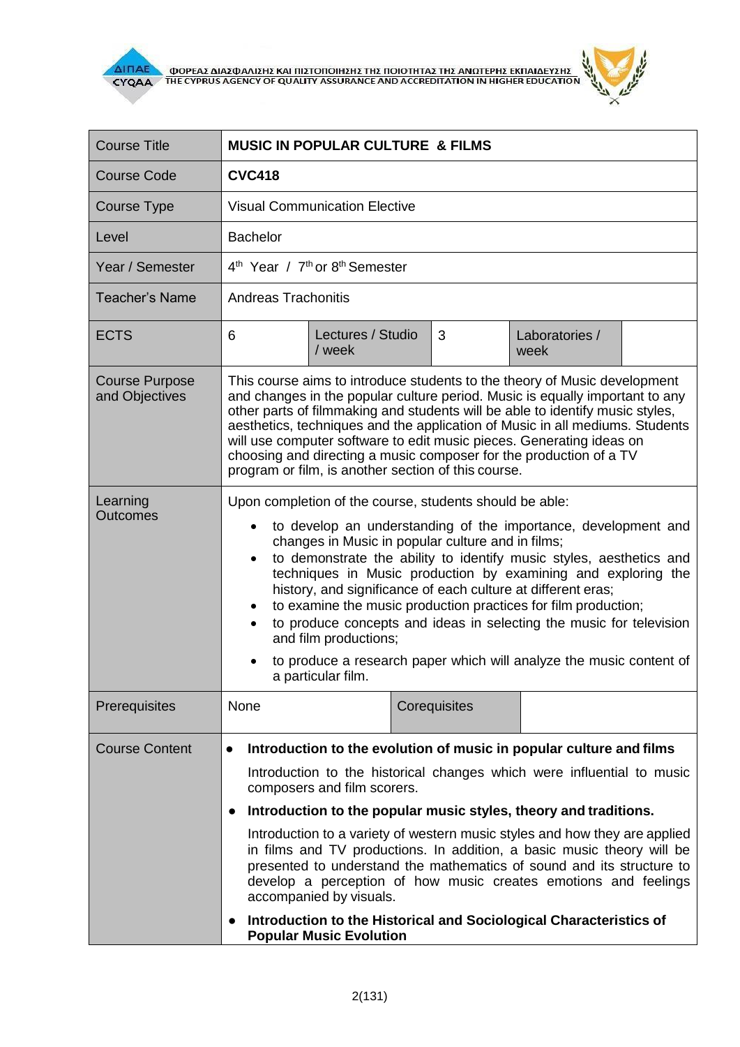| Course Title | **MUSIC IN POPULAR CULTURE & FILMS** | | | | |
|---|---|---|---|---|---|
| Course Code | **CVC418** | | | | |
| Course Type | Visual Communication Elective | | | | |
| Level | Bachelor | | | | |
| Year / Semester | 4th Year / 7th or 8th Semester | | | | |
| Teacher's Name | Andreas Trachonitis | | | | |
| ECTS | 6 | Lectures / Studio / week | 3 | Laboratories / week | |
| Course Purpose and Objectives | This course aims to introduce students to the theory of Music development and changes in the popular culture period. Music is equally important to any other parts of filmmaking and students will be able to identify music styles, aesthetics, techniques and the application of Music in all mediums. Students will use computer software to edit music pieces. Generating ideas on choosing and directing a music composer for the production of a TV program or film, is another section of this course. | | | | |
| Learning Outcomes | Upon completion of the course, students should be able:<br>• to develop an understanding of the importance, development and changes in Music in popular culture and in films;<br>• to demonstrate the ability to identify music styles, aesthetics and techniques in Music production by examining and exploring the history, and significance of each culture at different eras;<br>• to examine the music production practices for film production;<br>• to produce concepts and ideas in selecting the music for television and film productions;<br>• to produce a research paper which will analyze the music content of a particular film. | | | | |
| Prerequisites | None | Corequisites | | | |
| Course Content | • **Introduction to the evolution of music in popular culture and films**<br>Introduction to the historical changes which were influential to music composers and film scorers.<br>• **Introduction to the popular music styles, theory and traditions.**<br>Introduction to a variety of western music styles and how they are applied in films and TV productions. In addition, a basic music theory will be presented to understand the mathematics of sound and its structure to develop a perception of how music creates emotions and feelings accompanied by visuals.<br>• **Introduction to the Historical and Sociological Characteristics of Popular Music Evolution** | | | | |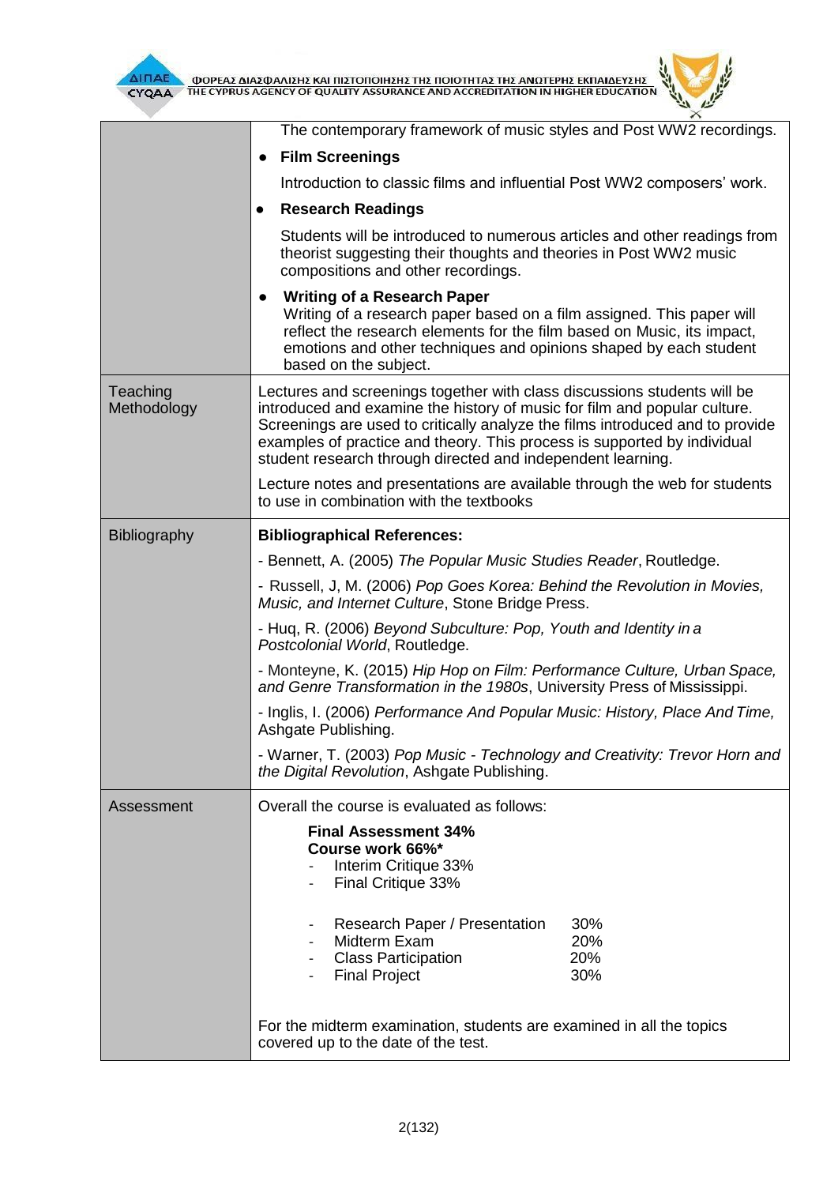| | |
|---|---|
| | The contemporary framework of music styles and Post WW2 recordings.<br>• **Film Screenings**<br>Introduction to classic films and influential Post WW2 composers' work.<br>• **Research Readings**<br>Students will be introduced to numerous articles and other readings from theorist suggesting their thoughts and theories in Post WW2 music compositions and other recordings.<br>• **Writing of a Research Paper**<br>Writing of a research paper based on a film assigned. This paper will reflect the research elements for the film based on Music, its impact, emotions and other techniques and opinions shaped by each student based on the subject. |
| Teaching Methodology | Lectures and screenings together with class discussions students will be introduced and examine the history of music for film and popular culture. Screenings are used to critically analyze the films introduced and to provide examples of practice and theory. This process is supported by individual student research through directed and independent learning.<br>Lecture notes and presentations are available through the web for students to use in combination with the textbooks |
| Bibliography | **Bibliographical References:**<br>- Bennett, A. (2005) *The Popular Music Studies Reader*, Routledge.<br>- Russell, J, M. (2006) *Pop Goes Korea: Behind the Revolution in Movies, Music, and Internet Culture*, Stone Bridge Press.<br>- Huq, R. (2006) *Beyond Subculture: Pop, Youth and Identity in a Postcolonial World*, Routledge.<br>- Monteyne, K. (2015) *Hip Hop on Film: Performance Culture, Urban Space, and Genre Transformation in the 1980s*, University Press of Mississippi.<br>- Inglis, I. (2006) *Performance And Popular Music: History, Place And Time,* Ashgate Publishing.<br>- Warner, T. (2003) *Pop Music - Technology and Creativity: Trevor Horn and the Digital Revolution*, Ashgate Publishing. |
| Assessment | Overall the course is evaluated as follows:<br>**Final Assessment 34%**<br>**Course work 66%***<br>- Interim Critique 33%<br>- Final Critique 33%<br><br>- Research Paper / Presentation 30%<br>- Midterm Exam 20%<br>- Class Participation 20%<br>- Final Project 30%<br><br>For the midterm examination, students are examined in all the topics covered up to the date of the test. |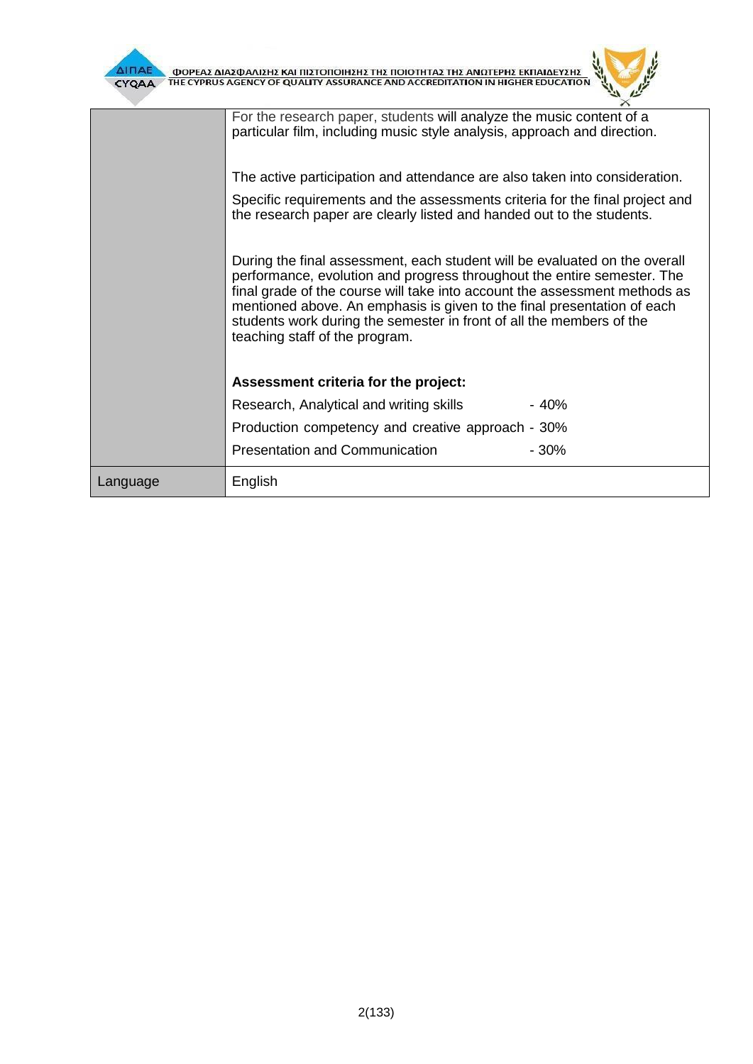| | |
|---|---|
| | For the research paper, students will analyze the music content of a particular film, including music style analysis, approach and direction.<br><br>The active participation and attendance are also taken into consideration.<br><br>Specific requirements and the assessments criteria for the final project and the research paper are clearly listed and handed out to the students.<br><br>During the final assessment, each student will be evaluated on the overall performance, evolution and progress throughout the entire semester. The final grade of the course will take into account the assessment methods as mentioned above. An emphasis is given to the final presentation of each students work during the semester in front of all the members of the teaching staff of the program.<br><br>**Assessment criteria for the project:**<br>Research, Analytical and writing skills - 40%<br>Production competency and creative approach - 30%<br>Presentation and Communication - 30% |
| Language | English |